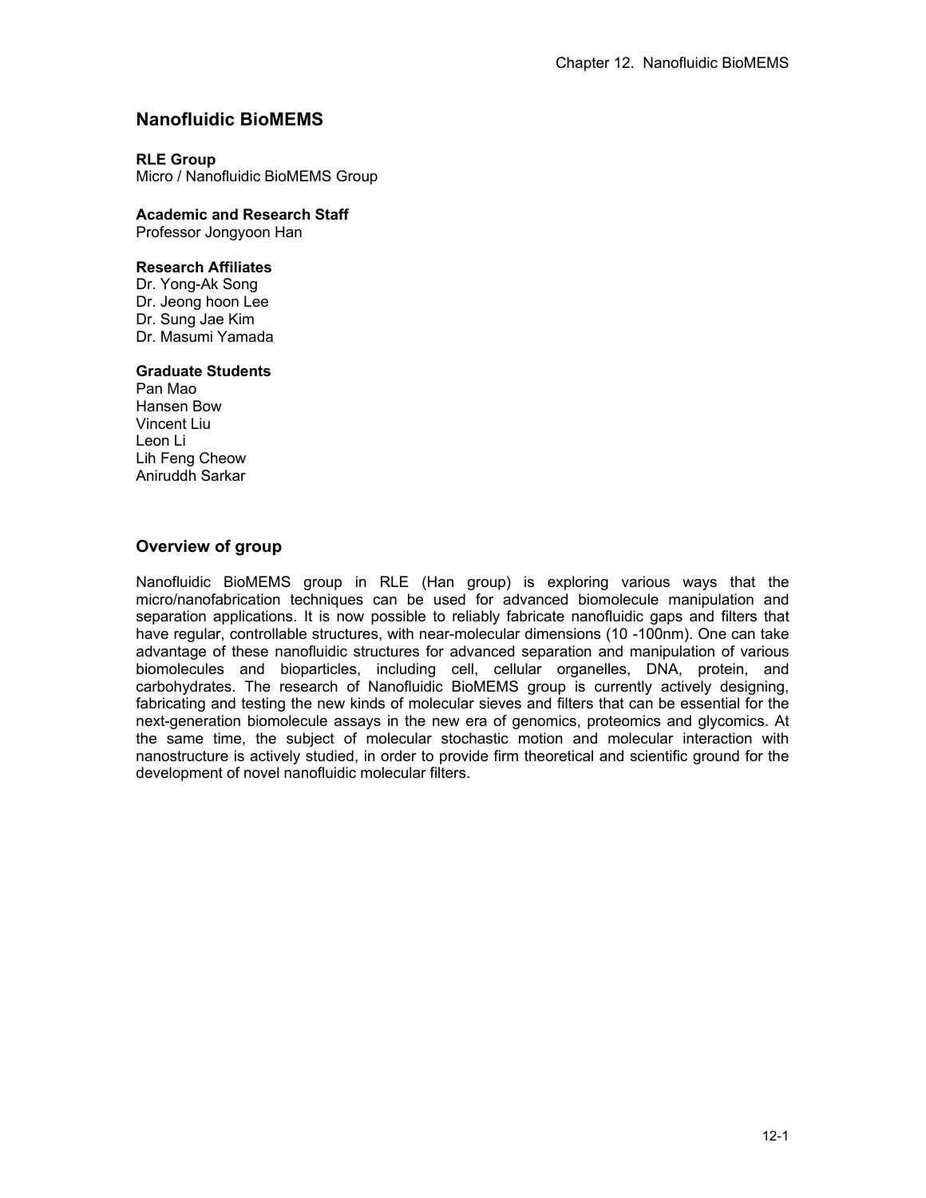# Nanofluidic BioMEMS

**RLE Group**
Micro / Nanofluidic BioMEMS Group

**Academic and Research Staff**
Professor Jongyoon Han

**Research Affiliates**
Dr. Yong-Ak Song
Dr. Jeong hoon Lee
Dr. Sung Jae Kim
Dr. Masumi Yamada

**Graduate Students**
Pan Mao
Hansen Bow
Vincent Liu
Leon Li
Lih Feng Cheow
Aniruddh Sarkar

## Overview of group

Nanofluidic BioMEMS group in RLE (Han group) is exploring various ways that the micro/nanofabrication techniques can be used for advanced biomolecule manipulation and separation applications. It is now possible to reliably fabricate nanofluidic gaps and filters that have regular, controllable structures, with near-molecular dimensions (10 -100nm). One can take advantage of these nanofluidic structures for advanced separation and manipulation of various biomolecules and bioparticles, including cell, cellular organelles, DNA, protein, and carbohydrates. The research of Nanofluidic BioMEMS group is currently actively designing, fabricating and testing the new kinds of molecular sieves and filters that can be essential for the next-generation biomolecule assays in the new era of genomics, proteomics and glycomics. At the same time, the subject of molecular stochastic motion and molecular interaction with nanostructure is actively studied, in order to provide firm theoretical and scientific ground for the development of novel nanofluidic molecular filters.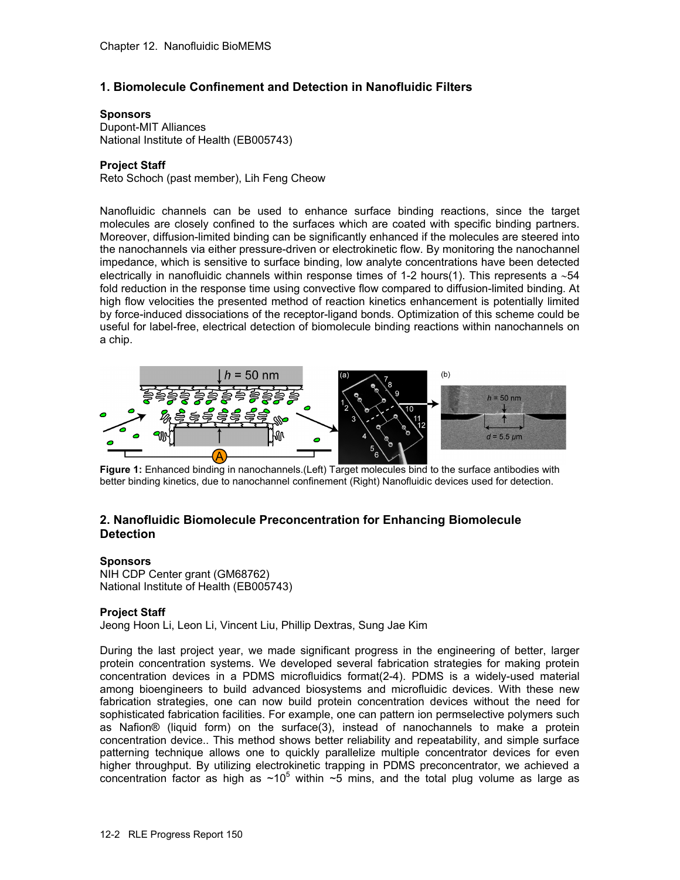## 1. Biomolecule Confinement and Detection in Nanofluidic Filters

**Sponsors**
Dupont-MIT Alliances
National Institute of Health (EB005743)

**Project Staff**
Reto Schoch (past member), Lih Feng Cheow

Nanofluidic channels can be used to enhance surface binding reactions, since the target molecules are closely confined to the surfaces which are coated with specific binding partners. Moreover, diffusion-limited binding can be significantly enhanced if the molecules are steered into the nanochannels via either pressure-driven or electrokinetic flow. By monitoring the nanochannel impedance, which is sensitive to surface binding, low analyte concentrations have been detected electrically in nanofluidic channels within response times of 1-2 hours(1). This represents a ~54 fold reduction in the response time using convective flow compared to diffusion-limited binding. At high flow velocities the presented method of reaction kinetics enhancement is potentially limited by force-induced dissociations of the receptor-ligand bonds. Optimization of this scheme could be useful for label-free, electrical detection of biomolecule binding reactions within nanochannels on a chip.

**Figure 1:** Enhanced binding in nanochannels.(Left) Target molecules bind to the surface antibodies with better binding kinetics, due to nanochannel confinement (Right) Nanofluidic devices used for detection.

## 2. Nanofluidic Biomolecule Preconcentration for Enhancing Biomolecule Detection

**Sponsors**
NIH CDP Center grant (GM68762)
National Institute of Health (EB005743)

**Project Staff**
Jeong Hoon Li, Leon Li, Vincent Liu, Phillip Dextras, Sung Jae Kim

During the last project year, we made significant progress in the engineering of better, larger protein concentration systems. We developed several fabrication strategies for making protein concentration devices in a PDMS microfluidics format(2-4). PDMS is a widely-used material among bioengineers to build advanced biosystems and microfluidic devices. With these new fabrication strategies, one can now build protein concentration devices without the need for sophisticated fabrication facilities. For example, one can pattern ion permselective polymers such as Nafion® (liquid form) on the surface(3), instead of nanochannels to make a protein concentration device.. This method shows better reliability and repeatability, and simple surface patterning technique allows one to quickly parallelize multiple concentrator devices for even higher throughput. By utilizing electrokinetic trapping in PDMS preconcentrator, we achieved a concentration factor as high as ~$10^5$ within ~5 mins, and the total plug volume as large as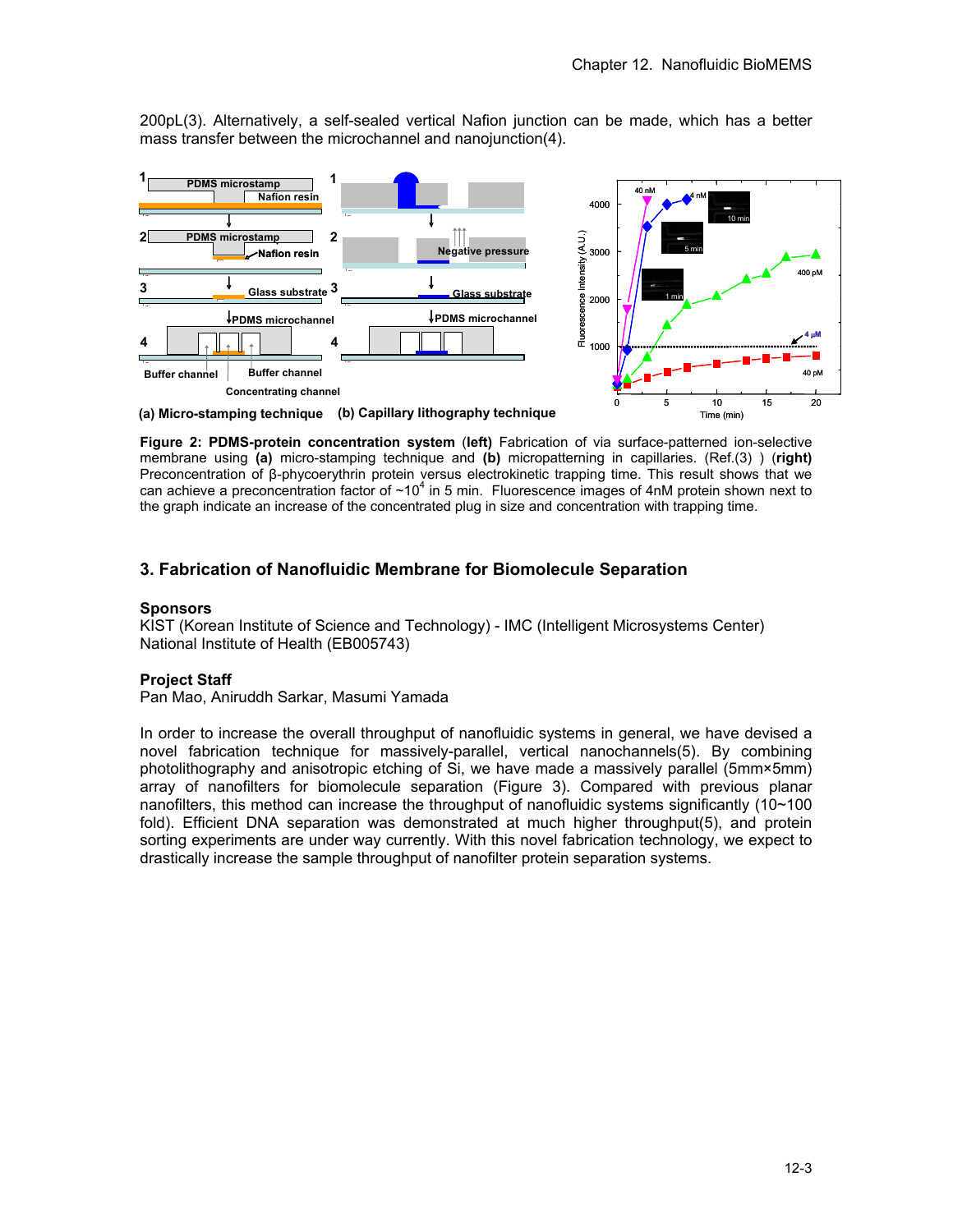200pL(3). Alternatively, a self-sealed vertical Nafion junction can be made, which has a better mass transfer between the microchannel and nanojunction(4).

**Figure 2: PDMS-protein concentration system** (**left**) Fabrication of via surface-patterned ion-selective membrane using **(a)** micro-stamping technique and **(b)** micropatterning in capillaries. (Ref.(3) ) (**right)** Preconcentration of β-phycoerythrin protein versus electrokinetic trapping time. This result shows that we can achieve a preconcentration factor of ~$10^4$ in 5 min. Fluorescence images of 4nM protein shown next to the graph indicate an increase of the concentrated plug in size and concentration with trapping time.

## 3. Fabrication of Nanofluidic Membrane for Biomolecule Separation

### Sponsors

KIST (Korean Institute of Science and Technology) - IMC (Intelligent Microsystems Center)
National Institute of Health (EB005743)

### Project Staff

Pan Mao, Aniruddh Sarkar, Masumi Yamada

In order to increase the overall throughput of nanofluidic systems in general, we have devised a novel fabrication technique for massively-parallel, vertical nanochannels(5). By combining photolithography and anisotropic etching of Si, we have made a massively parallel (5mm×5mm) array of nanofilters for biomolecule separation (Figure 3). Compared with previous planar nanofilters, this method can increase the throughput of nanofluidic systems significantly (10~100 fold). Efficient DNA separation was demonstrated at much higher throughput(5), and protein sorting experiments are under way currently. With this novel fabrication technology, we expect to drastically increase the sample throughput of nanofilter protein separation systems.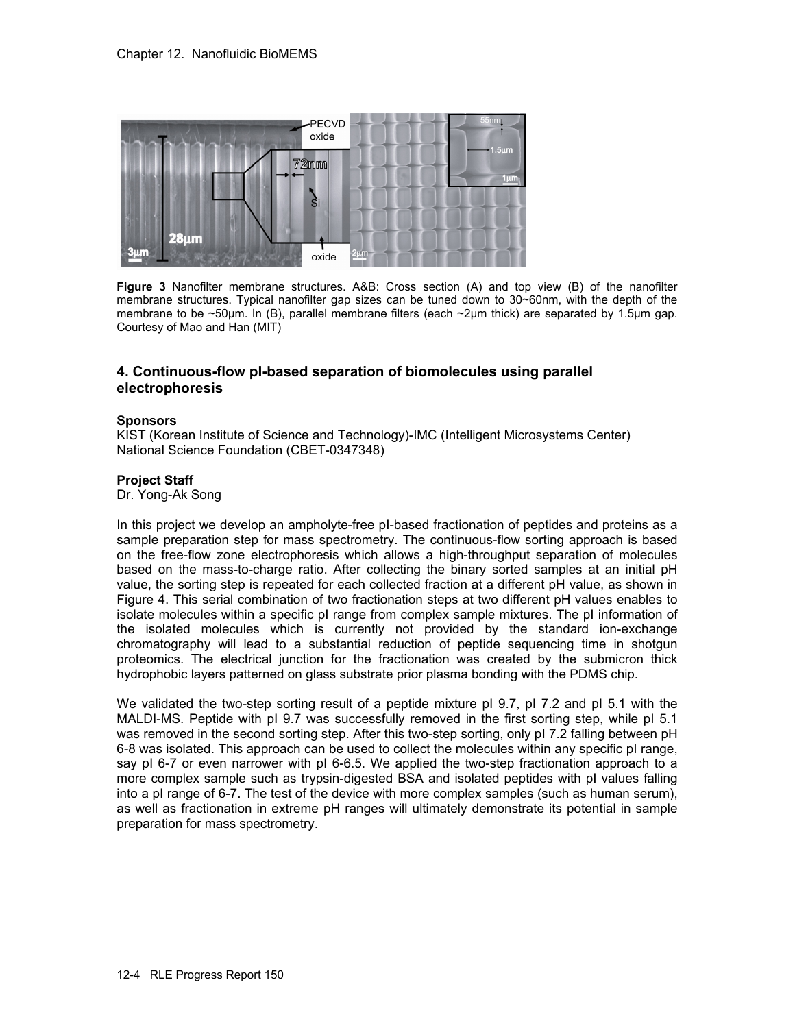**Figure 3** Nanofilter membrane structures. A&B: Cross section (A) and top view (B) of the nanofilter membrane structures. Typical nanofilter gap sizes can be tuned down to 30~60nm, with the depth of the membrane to be ~50μm. In (B), parallel membrane filters (each ~2μm thick) are separated by 1.5μm gap. Courtesy of Mao and Han (MIT)

### 4. Continuous-flow pI-based separation of biomolecules using parallel electrophoresis

**Sponsors**

KIST (Korean Institute of Science and Technology)-IMC (Intelligent Microsystems Center)
National Science Foundation (CBET-0347348)

**Project Staff**

Dr. Yong-Ak Song

In this project we develop an ampholyte-free pI-based fractionation of peptides and proteins as a sample preparation step for mass spectrometry. The continuous-flow sorting approach is based on the free-flow zone electrophoresis which allows a high-throughput separation of molecules based on the mass-to-charge ratio. After collecting the binary sorted samples at an initial pH value, the sorting step is repeated for each collected fraction at a different pH value, as shown in Figure 4. This serial combination of two fractionation steps at two different pH values enables to isolate molecules within a specific pI range from complex sample mixtures. The pI information of the isolated molecules which is currently not provided by the standard ion-exchange chromatography will lead to a substantial reduction of peptide sequencing time in shotgun proteomics. The electrical junction for the fractionation was created by the submicron thick hydrophobic layers patterned on glass substrate prior plasma bonding with the PDMS chip.

We validated the two-step sorting result of a peptide mixture pI 9.7, pI 7.2 and pI 5.1 with the MALDI-MS. Peptide with pI 9.7 was successfully removed in the first sorting step, while pI 5.1 was removed in the second sorting step. After this two-step sorting, only pI 7.2 falling between pH 6-8 was isolated. This approach can be used to collect the molecules within any specific pI range, say pI 6-7 or even narrower with pI 6-6.5. We applied the two-step fractionation approach to a more complex sample such as trypsin-digested BSA and isolated peptides with pI values falling into a pI range of 6-7. The test of the device with more complex samples (such as human serum), as well as fractionation in extreme pH ranges will ultimately demonstrate its potential in sample preparation for mass spectrometry.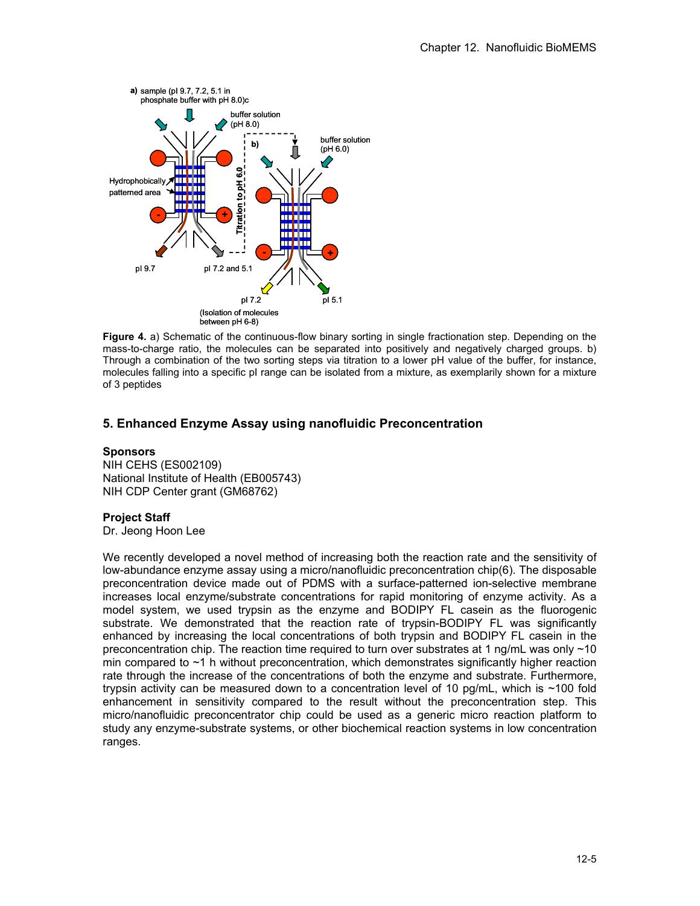**Figure 4.** a) Schematic of the continuous-flow binary sorting in single fractionation step. Depending on the mass-to-charge ratio, the molecules can be separated into positively and negatively charged groups. b) Through a combination of the two sorting steps via titration to a lower pH value of the buffer, for instance, molecules falling into a specific pI range can be isolated from a mixture, as exemplarily shown for a mixture of 3 peptides

## 5. Enhanced Enzyme Assay using nanofluidic Preconcentration

### Sponsors

NIH CEHS (ES002109)
National Institute of Health (EB005743)
NIH CDP Center grant (GM68762)

### Project Staff

Dr. Jeong Hoon Lee

We recently developed a novel method of increasing both the reaction rate and the sensitivity of low-abundance enzyme assay using a micro/nanofluidic preconcentration chip(6). The disposable preconcentration device made out of PDMS with a surface-patterned ion-selective membrane increases local enzyme/substrate concentrations for rapid monitoring of enzyme activity. As a model system, we used trypsin as the enzyme and BODIPY FL casein as the fluorogenic substrate. We demonstrated that the reaction rate of trypsin-BODIPY FL was significantly enhanced by increasing the local concentrations of both trypsin and BODIPY FL casein in the preconcentration chip. The reaction time required to turn over substrates at 1 ng/mL was only ~10 min compared to ~1 h without preconcentration, which demonstrates significantly higher reaction rate through the increase of the concentrations of both the enzyme and substrate. Furthermore, trypsin activity can be measured down to a concentration level of 10 pg/mL, which is ~100 fold enhancement in sensitivity compared to the result without the preconcentration step. This micro/nanofluidic preconcentrator chip could be used as a generic micro reaction platform to study any enzyme-substrate systems, or other biochemical reaction systems in low concentration ranges.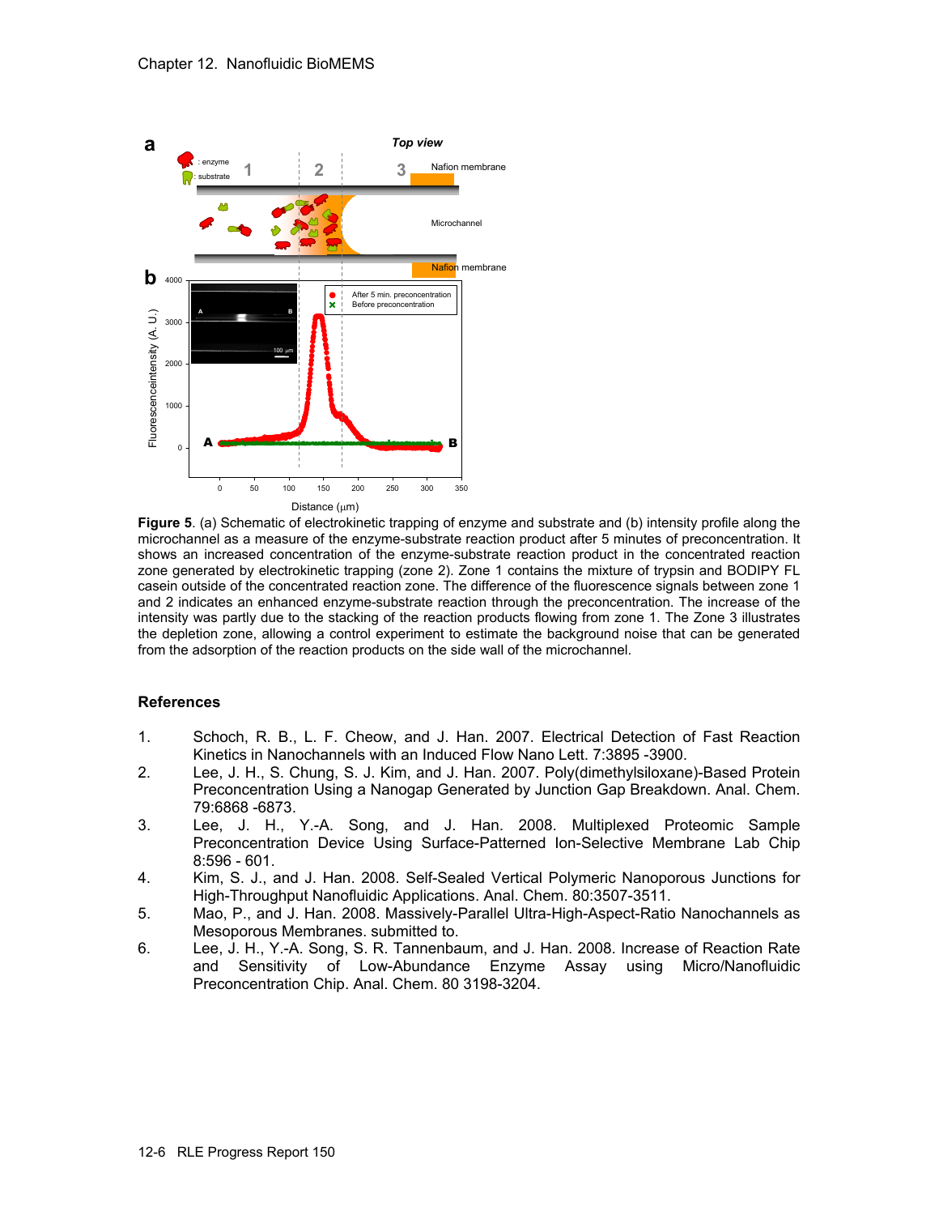**Figure 5**. (a) Schematic of electrokinetic trapping of enzyme and substrate and (b) intensity profile along the microchannel as a measure of the enzyme-substrate reaction product after 5 minutes of preconcentration. It shows an increased concentration of the enzyme-substrate reaction product in the concentrated reaction zone generated by electrokinetic trapping (zone 2). Zone 1 contains the mixture of trypsin and BODIPY FL casein outside of the concentrated reaction zone. The difference of the fluorescence signals between zone 1 and 2 indicates an enhanced enzyme-substrate reaction through the preconcentration. The increase of the intensity was partly due to the stacking of the reaction products flowing from zone 1. The Zone 3 illustrates the depletion zone, allowing a control experiment to estimate the background noise that can be generated from the adsorption of the reaction products on the side wall of the microchannel.

## References

1. Schoch, R. B., L. F. Cheow, and J. Han. 2007. Electrical Detection of Fast Reaction Kinetics in Nanochannels with an Induced Flow Nano Lett. 7:3895 -3900.
2. Lee, J. H., S. Chung, S. J. Kim, and J. Han. 2007. Poly(dimethylsiloxane)-Based Protein Preconcentration Using a Nanogap Generated by Junction Gap Breakdown. Anal. Chem. 79:6868 -6873.
3. Lee, J. H., Y.-A. Song, and J. Han. 2008. Multiplexed Proteomic Sample Preconcentration Device Using Surface-Patterned Ion-Selective Membrane Lab Chip 8:596 - 601.
4. Kim, S. J., and J. Han. 2008. Self-Sealed Vertical Polymeric Nanoporous Junctions for High-Throughput Nanofluidic Applications. Anal. Chem. 80:3507-3511.
5. Mao, P., and J. Han. 2008. Massively-Parallel Ultra-High-Aspect-Ratio Nanochannels as Mesoporous Membranes. submitted to.
6. Lee, J. H., Y.-A. Song, S. R. Tannenbaum, and J. Han. 2008. Increase of Reaction Rate and Sensitivity of Low-Abundance Enzyme Assay using Micro/Nanofluidic Preconcentration Chip. Anal. Chem. 80 3198-3204.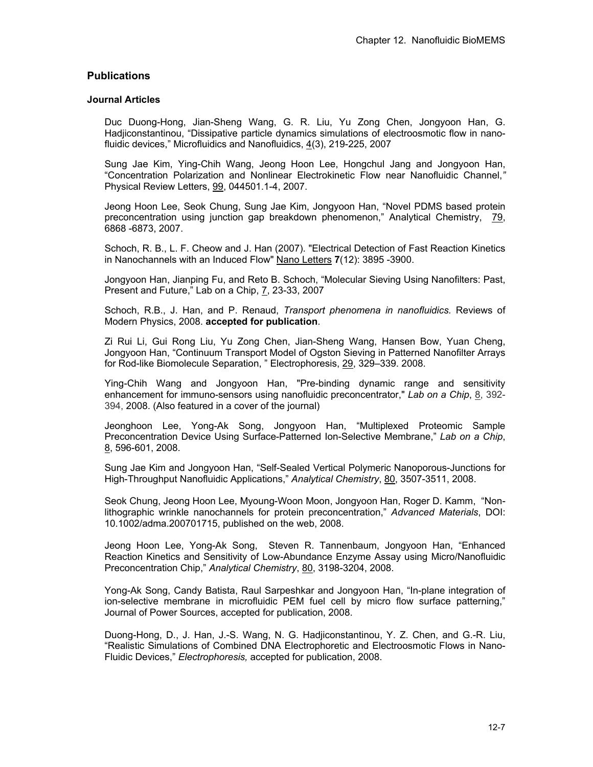## Publications

### Journal Articles

Duc Duong-Hong, Jian-Sheng Wang, G. R. Liu, Yu Zong Chen, Jongyoon Han, G. Hadjiconstantinou, “Dissipative particle dynamics simulations of electroosmotic flow in nano-fluidic devices,” Microfluidics and Nanofluidics, 4(3), 219-225, 2007

Sung Jae Kim, Ying-Chih Wang, Jeong Hoon Lee, Hongchul Jang and Jongyoon Han, “Concentration Polarization and Nonlinear Electrokinetic Flow near Nanofluidic Channel,” Physical Review Letters, 99, 044501.1-4, 2007.

Jeong Hoon Lee, Seok Chung, Sung Jae Kim, Jongyoon Han, “Novel PDMS based protein preconcentration using junction gap breakdown phenomenon,” Analytical Chemistry, 79, 6868 -6873, 2007.

Schoch, R. B., L. F. Cheow and J. Han (2007). "Electrical Detection of Fast Reaction Kinetics in Nanochannels with an Induced Flow" Nano Letters **7**(12): 3895 -3900.

Jongyoon Han, Jianping Fu, and Reto B. Schoch, “Molecular Sieving Using Nanofilters: Past, Present and Future,” Lab on a Chip, 7, 23-33, 2007

Schoch, R.B., J. Han, and P. Renaud, *Transport phenomena in nanofluidics.* Reviews of Modern Physics, 2008. **accepted for publication**.

Zi Rui Li, Gui Rong Liu, Yu Zong Chen, Jian-Sheng Wang, Hansen Bow, Yuan Cheng, Jongyoon Han, “Continuum Transport Model of Ogston Sieving in Patterned Nanofilter Arrays for Rod-like Biomolecule Separation, ” Electrophoresis, 29, 329–339. 2008.

Ying-Chih Wang and Jongyoon Han, "Pre-binding dynamic range and sensitivity enhancement for immuno-sensors using nanofluidic preconcentrator," *Lab on a Chip*, 8, 392-394, 2008. (Also featured in a cover of the journal)

Jeonghoon Lee, Yong-Ak Song, Jongyoon Han, “Multiplexed Proteomic Sample Preconcentration Device Using Surface-Patterned Ion-Selective Membrane,” *Lab on a Chip*, 8, 596-601, 2008.

Sung Jae Kim and Jongyoon Han, “Self-Sealed Vertical Polymeric Nanoporous-Junctions for High-Throughput Nanofluidic Applications,” *Analytical Chemistry*, 80, 3507-3511, 2008.

Seok Chung, Jeong Hoon Lee, Myoung-Woon Moon, Jongyoon Han, Roger D. Kamm, “Non-lithographic wrinkle nanochannels for protein preconcentration,” *Advanced Materials*, DOI: 10.1002/adma.200701715, published on the web, 2008.

Jeong Hoon Lee, Yong-Ak Song, Steven R. Tannenbaum, Jongyoon Han, “Enhanced Reaction Kinetics and Sensitivity of Low-Abundance Enzyme Assay using Micro/Nanofluidic Preconcentration Chip,” *Analytical Chemistry*, 80, 3198-3204, 2008.

Yong-Ak Song, Candy Batista, Raul Sarpeshkar and Jongyoon Han, “In-plane integration of ion-selective membrane in microfluidic PEM fuel cell by micro flow surface patterning,” Journal of Power Sources, accepted for publication, 2008.

Duong-Hong, D., J. Han, J.-S. Wang, N. G. Hadjiconstantinou, Y. Z. Chen, and G.-R. Liu, “Realistic Simulations of Combined DNA Electrophoretic and Electroosmotic Flows in Nano-Fluidic Devices,” *Electrophoresis,* accepted for publication, 2008.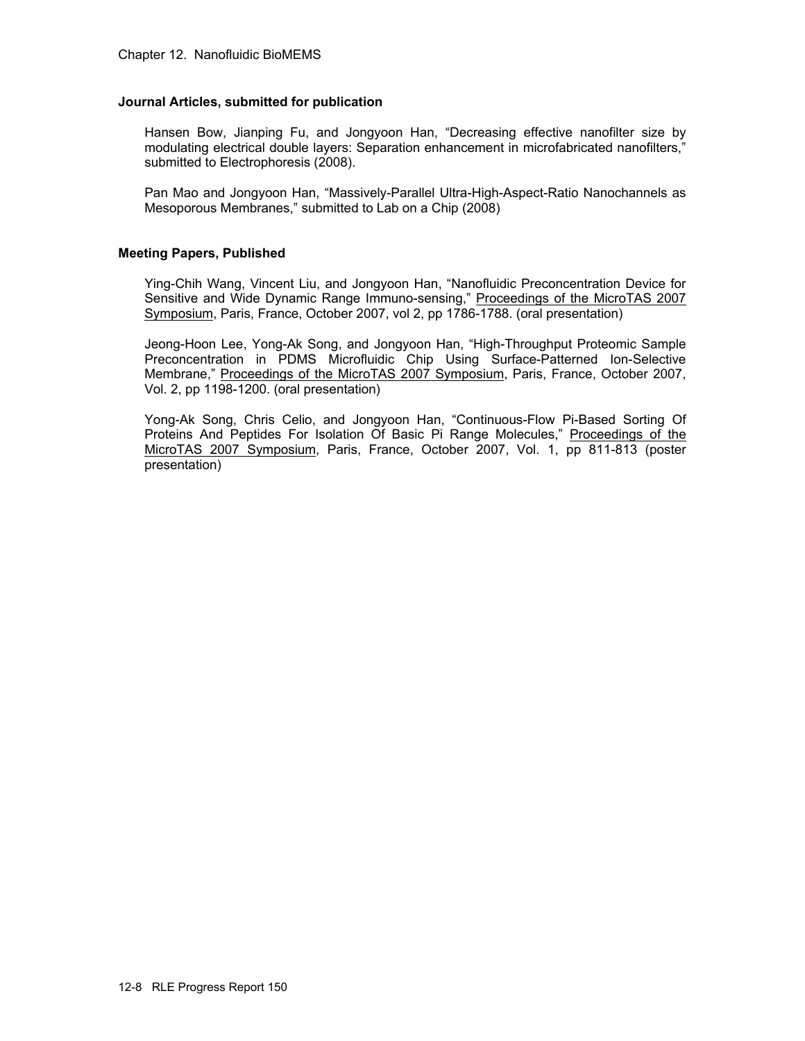### Journal Articles, submitted for publication

Hansen Bow, Jianping Fu, and Jongyoon Han, "Decreasing effective nanofilter size by modulating electrical double layers: Separation enhancement in microfabricated nanofilters," submitted to Electrophoresis (2008).

Pan Mao and Jongyoon Han, "Massively-Parallel Ultra-High-Aspect-Ratio Nanochannels as Mesoporous Membranes," submitted to Lab on a Chip (2008)

### Meeting Papers, Published

Ying-Chih Wang, Vincent Liu, and Jongyoon Han, "Nanofluidic Preconcentration Device for Sensitive and Wide Dynamic Range Immuno-sensing," Proceedings of the MicroTAS 2007 Symposium, Paris, France, October 2007, vol 2, pp 1786-1788. (oral presentation)

Jeong-Hoon Lee, Yong-Ak Song, and Jongyoon Han, "High-Throughput Proteomic Sample Preconcentration in PDMS Microfluidic Chip Using Surface-Patterned Ion-Selective Membrane," Proceedings of the MicroTAS 2007 Symposium, Paris, France, October 2007, Vol. 2, pp 1198-1200. (oral presentation)

Yong-Ak Song, Chris Celio, and Jongyoon Han, "Continuous-Flow Pi-Based Sorting Of Proteins And Peptides For Isolation Of Basic Pi Range Molecules," Proceedings of the MicroTAS 2007 Symposium, Paris, France, October 2007, Vol. 1, pp 811-813 (poster presentation)